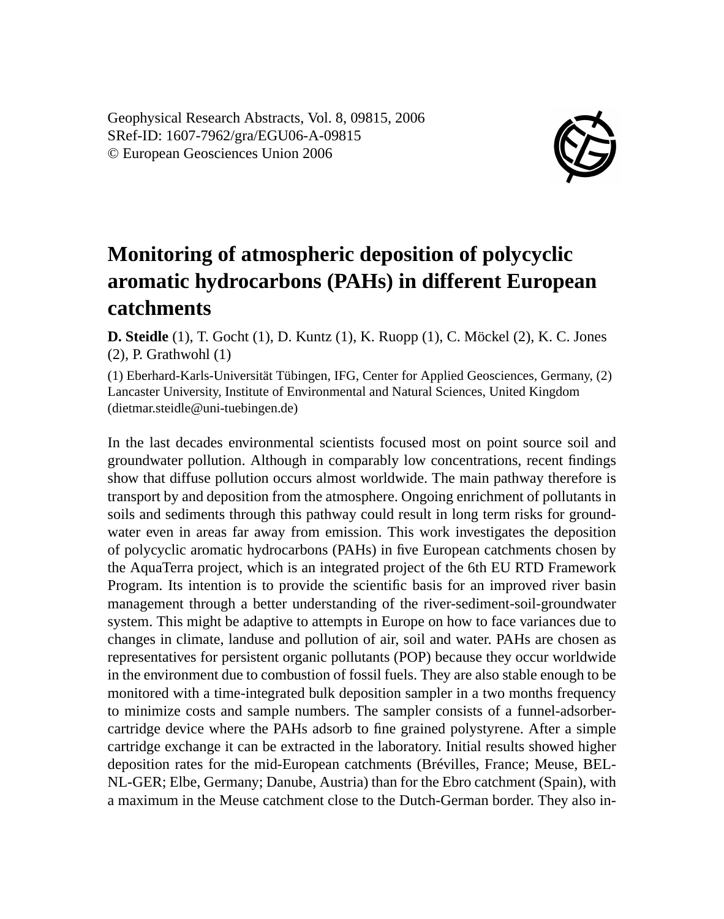# Monitoring of atmospheric deposition of polycyclic aromatic hydrocarbons (PAHs) in different European catchments

**D. Steidle** (1), T. Gocht (1), D. Kuntz (1), K. Ruopp (1), C. Möckel (2), K. C. Jones (2), P. Grathwohl (1)

(1) Eberhard-Karls-Universität Tübingen, IFG, Center for Applied Geosciences, Germany, (2) Lancaster University, Institute of Environmental and Natural Sciences, United Kingdom (dietmar.steidle@uni-tuebingen.de)

In the last decades environmental scientists focused most on point source soil and groundwater pollution. Although in comparably low concentrations, recent findings show that diffuse pollution occurs almost worldwide. The main pathway therefore is transport by and deposition from the atmosphere. Ongoing enrichment of pollutants in soils and sediments through this pathway could result in long term risks for groundwater even in areas far away from emission. This work investigates the deposition of polycyclic aromatic hydrocarbons (PAHs) in five European catchments chosen by the AquaTerra project, which is an integrated project of the 6th EU RTD Framework Program. Its intention is to provide the scientific basis for an improved river basin management through a better understanding of the river-sediment-soil-groundwater system. This might be adaptive to attempts in Europe on how to face variances due to changes in climate, landuse and pollution of air, soil and water. PAHs are chosen as representatives for persistent organic pollutants (POP) because they occur worldwide in the environment due to combustion of fossil fuels. They are also stable enough to be monitored with a time-integrated bulk deposition sampler in a two months frequency to minimize costs and sample numbers. The sampler consists of a funnel-adsorber-cartridge device where the PAHs adsorb to fine grained polystyrene. After a simple cartridge exchange it can be extracted in the laboratory. Initial results showed higher deposition rates for the mid-European catchments (Brévilles, France; Meuse, BEL-NL-GER; Elbe, Germany; Danube, Austria) than for the Ebro catchment (Spain), with a maximum in the Meuse catchment close to the Dutch-German border. They also in-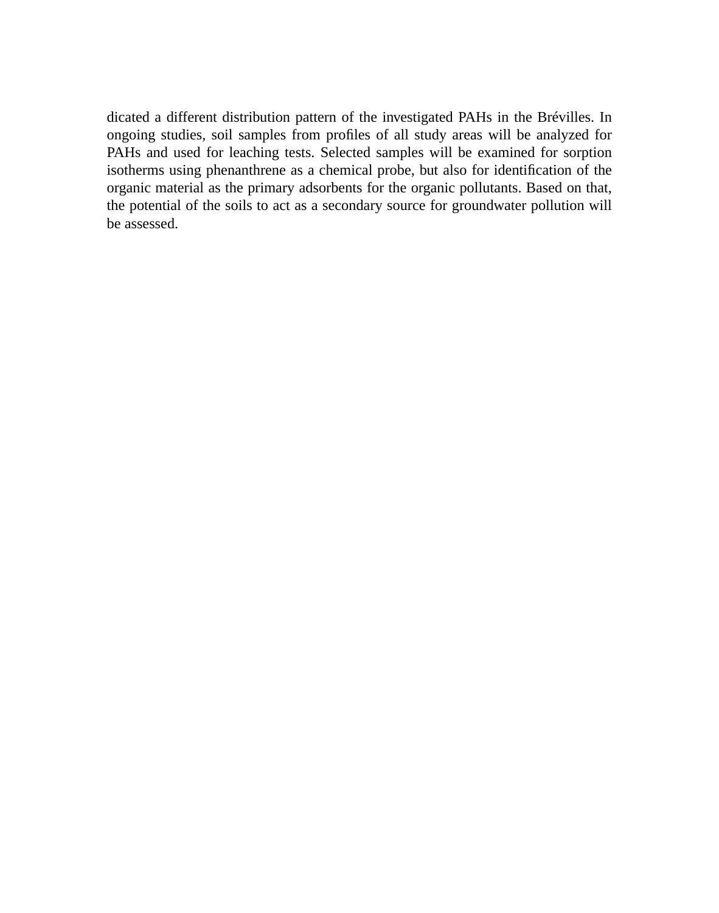dicated a different distribution pattern of the investigated PAHs in the Brévilles. In ongoing studies, soil samples from profiles of all study areas will be analyzed for PAHs and used for leaching tests. Selected samples will be examined for sorption isotherms using phenanthrene as a chemical probe, but also for identification of the organic material as the primary adsorbents for the organic pollutants. Based on that, the potential of the soils to act as a secondary source for groundwater pollution will be assessed.